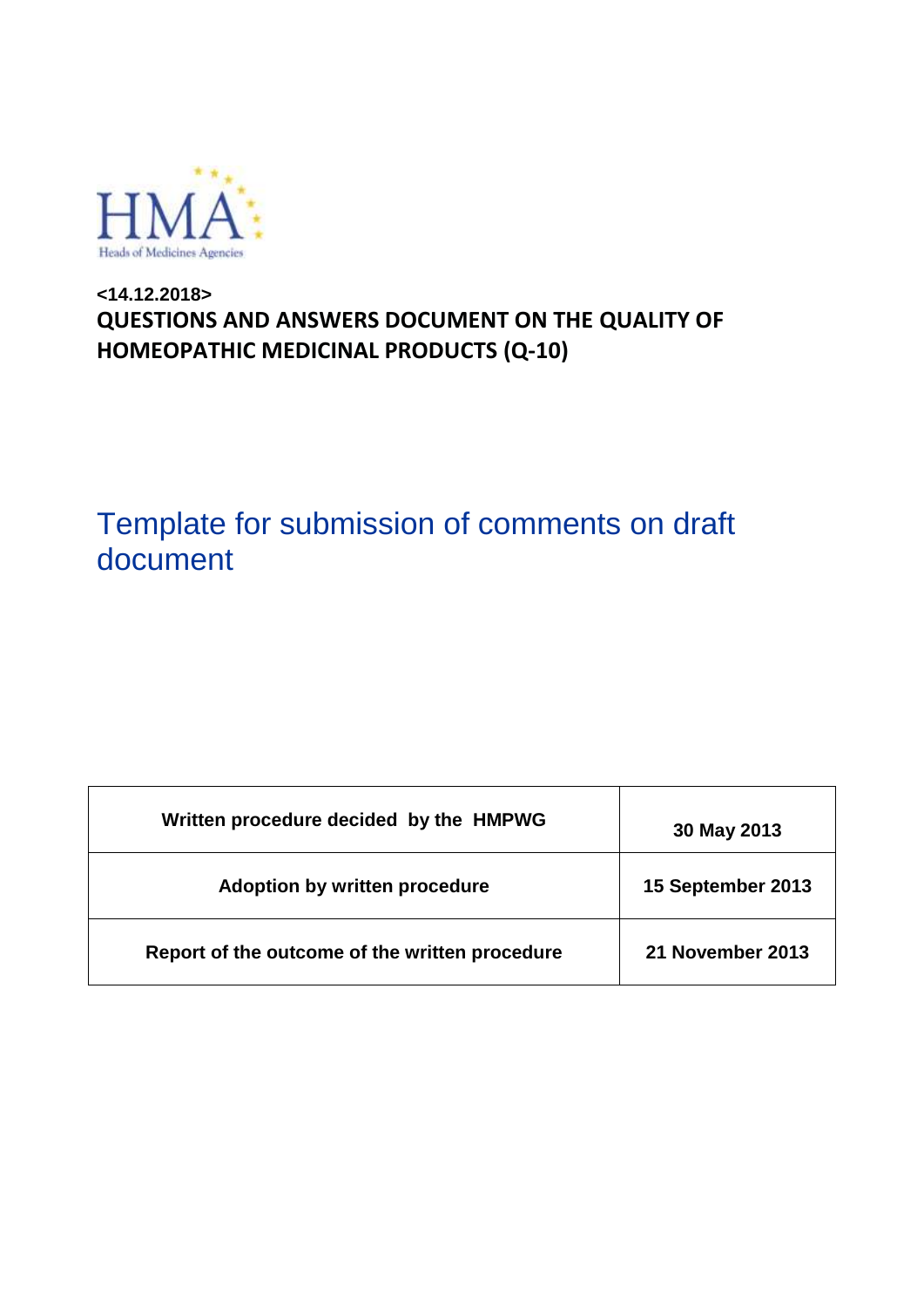HMA
Heads of Medicines Agencies

**<14.12.2018>**
**QUESTIONS AND ANSWERS DOCUMENT ON THE QUALITY OF HOMEOPATHIC MEDICINAL PRODUCTS (Q-10)**

# Template for submission of comments on draft document

| Written procedure decided by the HMPWG | 30 May 2013 |
|---|---|
| Adoption by written procedure | 15 September 2013 |
| Report of the outcome of the written procedure | 21 November 2013 |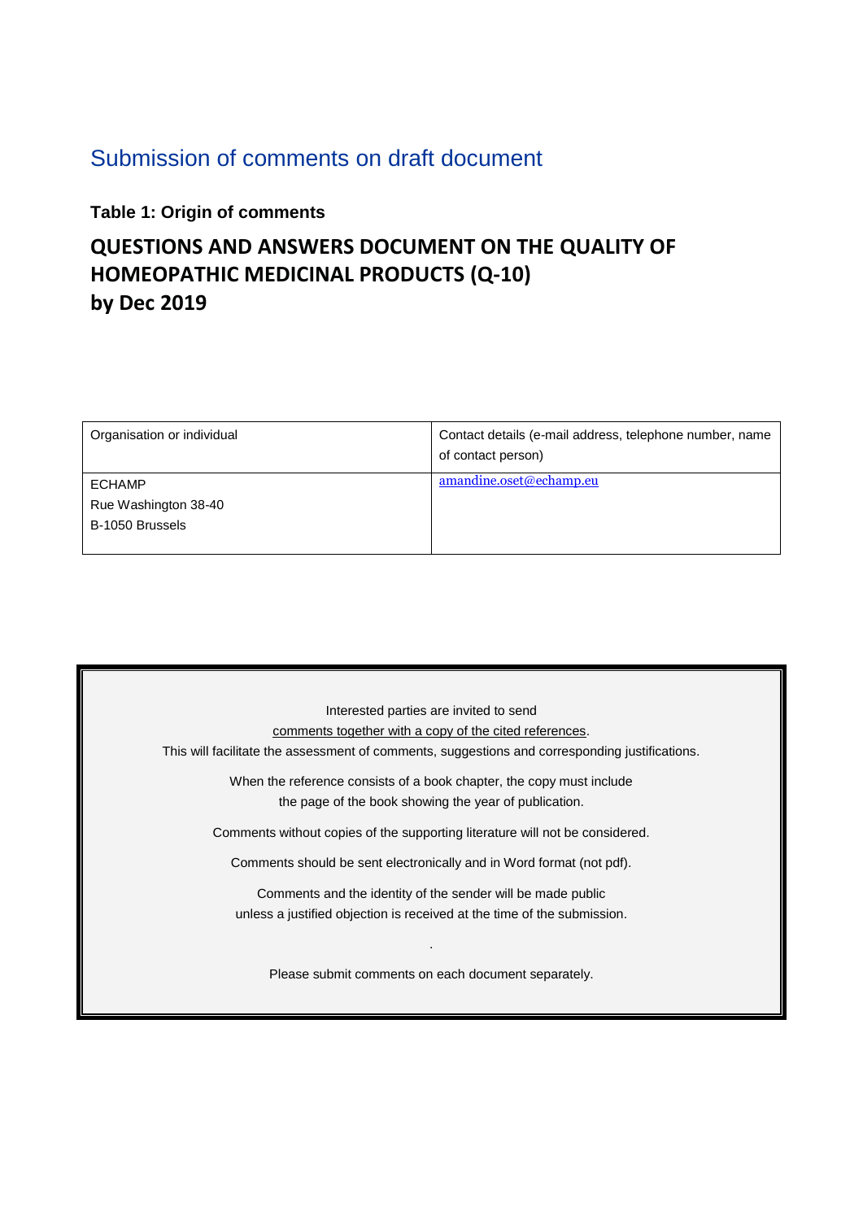## Submission of comments on draft document

**Table 1: Origin of comments**

# QUESTIONS AND ANSWERS DOCUMENT ON THE QUALITY OF HOMEOPATHIC MEDICINAL PRODUCTS (Q-10) by Dec 2019

| Organisation or individual | Contact details (e-mail address, telephone number, name of contact person) |
| --- | --- |
| ECHAMP<br>Rue Washington 38-40<br>B-1050 Brussels | amandine.oset@echamp.eu |

Interested parties are invited to send comments together with a copy of the cited references.

This will facilitate the assessment of comments, suggestions and corresponding justifications.

When the reference consists of a book chapter, the copy must include the page of the book showing the year of publication.

Comments without copies of the supporting literature will not be considered.

Comments should be sent electronically and in Word format (not pdf).

Comments and the identity of the sender will be made public unless a justified objection is received at the time of the submission.

.

Please submit comments on each document separately.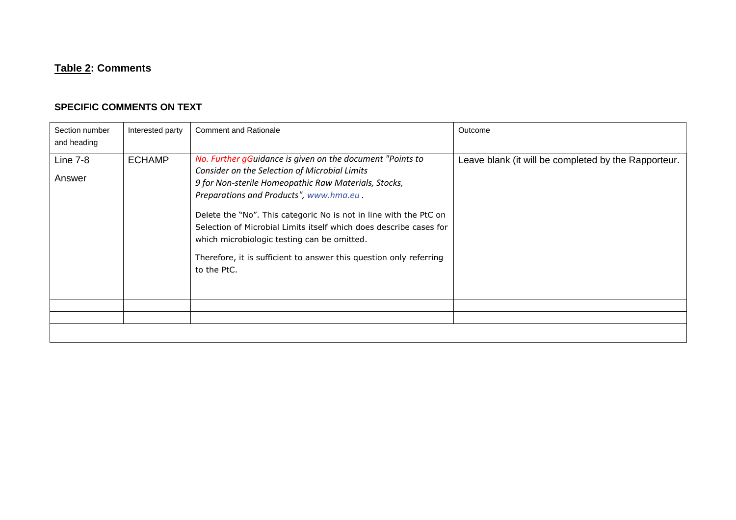**Table 2: Comments**

**SPECIFIC COMMENTS ON TEXT**

| Section number and heading | Interested party | Comment and Rationale | Outcome |
|---|---|---|---|
| Line 7-8<br>Answer | ECHAMP | ~~*No. Further g*~~*Guidance is given on the document "Points to Consider on the Selection of Microbial Limits 9 for Non-sterile Homeopathic Raw Materials, Stocks, Preparations and Products", www.hma.eu .*<br><br>Delete the "No". This categoric No is not in line with the PtC on Selection of Microbial Limits itself which does describe cases for which microbiologic testing can be omitted.<br><br>Therefore, it is sufficient to answer this question only referring to the PtC. | Leave blank (it will be completed by the Rapporteur. |
| | | | |
| | | | |
| | | | |